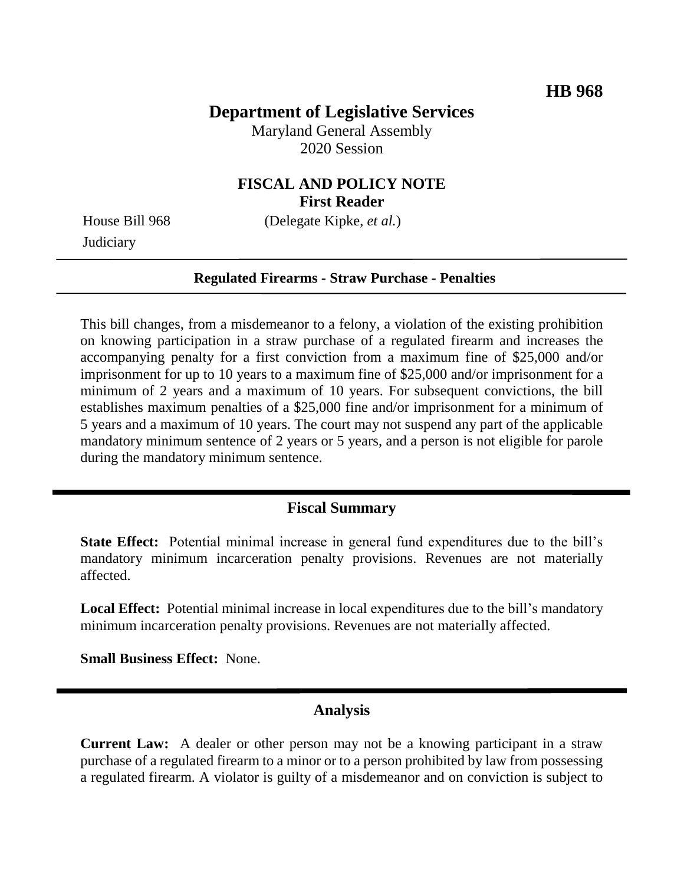**HB 968**

# Department of Legislative Services

Maryland General Assembly
2020 Session

## FISCAL AND POLICY NOTE
**First Reader**

House Bill 968 (Delegate Kipke, *et al.*)
Judiciary

---

**Regulated Firearms - Straw Purchase - Penalties**

---

This bill changes, from a misdemeanor to a felony, a violation of the existing prohibition on knowing participation in a straw purchase of a regulated firearm and increases the accompanying penalty for a first conviction from a maximum fine of $25,000 and/or imprisonment for up to 10 years to a maximum fine of $25,000 and/or imprisonment for a minimum of 2 years and a maximum of 10 years. For subsequent convictions, the bill establishes maximum penalties of a $25,000 fine and/or imprisonment for a minimum of 5 years and a maximum of 10 years. The court may not suspend any part of the applicable mandatory minimum sentence of 2 years or 5 years, and a person is not eligible for parole during the mandatory minimum sentence.

---

## Fiscal Summary

**State Effect:** Potential minimal increase in general fund expenditures due to the bill's mandatory minimum incarceration penalty provisions. Revenues are not materially affected.

**Local Effect:** Potential minimal increase in local expenditures due to the bill's mandatory minimum incarceration penalty provisions. Revenues are not materially affected.

**Small Business Effect:** None.

---

## Analysis

**Current Law:** A dealer or other person may not be a knowing participant in a straw purchase of a regulated firearm to a minor or to a person prohibited by law from possessing a regulated firearm. A violator is guilty of a misdemeanor and on conviction is subject to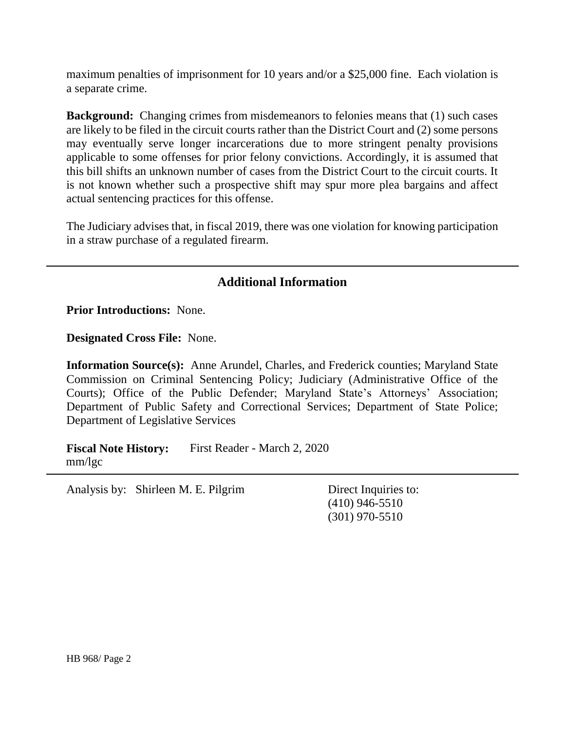maximum penalties of imprisonment for 10 years and/or a $25,000 fine. Each violation is a separate crime.

**Background:** Changing crimes from misdemeanors to felonies means that (1) such cases are likely to be filed in the circuit courts rather than the District Court and (2) some persons may eventually serve longer incarcerations due to more stringent penalty provisions applicable to some offenses for prior felony convictions. Accordingly, it is assumed that this bill shifts an unknown number of cases from the District Court to the circuit courts. It is not known whether such a prospective shift may spur more plea bargains and affect actual sentencing practices for this offense.

The Judiciary advises that, in fiscal 2019, there was one violation for knowing participation in a straw purchase of a regulated firearm.

## Additional Information

**Prior Introductions:** None.

**Designated Cross File:** None.

**Information Source(s):** Anne Arundel, Charles, and Frederick counties; Maryland State Commission on Criminal Sentencing Policy; Judiciary (Administrative Office of the Courts); Office of the Public Defender; Maryland State's Attorneys' Association; Department of Public Safety and Correctional Services; Department of State Police; Department of Legislative Services

**Fiscal Note History:** First Reader - March 2, 2020
mm/lgc

Analysis by: Shirleen M. E. Pilgrim

Direct Inquiries to:
(410) 946-5510
(301) 970-5510